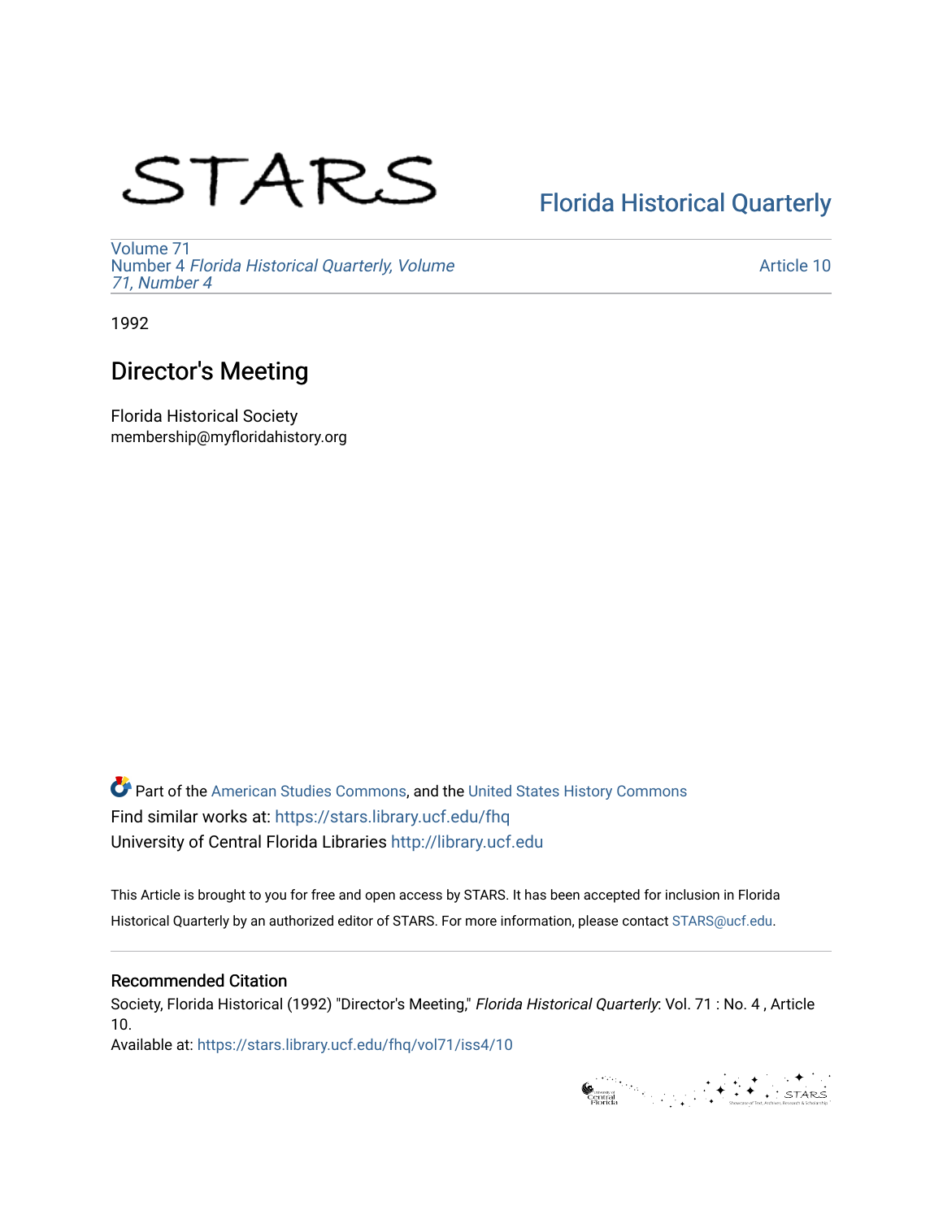STARS

Florida Historical Quarterly

Volume 71
Number 4 *Florida Historical Quarterly, Volume 71, Number 4*

Article 10

1992

# Director's Meeting

Florida Historical Society
membership@myfloridahistory.org

Part of the American Studies Commons, and the United States History Commons
Find similar works at: https://stars.library.ucf.edu/fhq
University of Central Florida Libraries http://library.ucf.edu

This Article is brought to you for free and open access by STARS. It has been accepted for inclusion in Florida Historical Quarterly by an authorized editor of STARS. For more information, please contact STARS@ucf.edu.

## Recommended Citation

Society, Florida Historical (1992) "Director's Meeting," *Florida Historical Quarterly*: Vol. 71 : No. 4 , Article 10.
Available at: https://stars.library.ucf.edu/fhq/vol71/iss4/10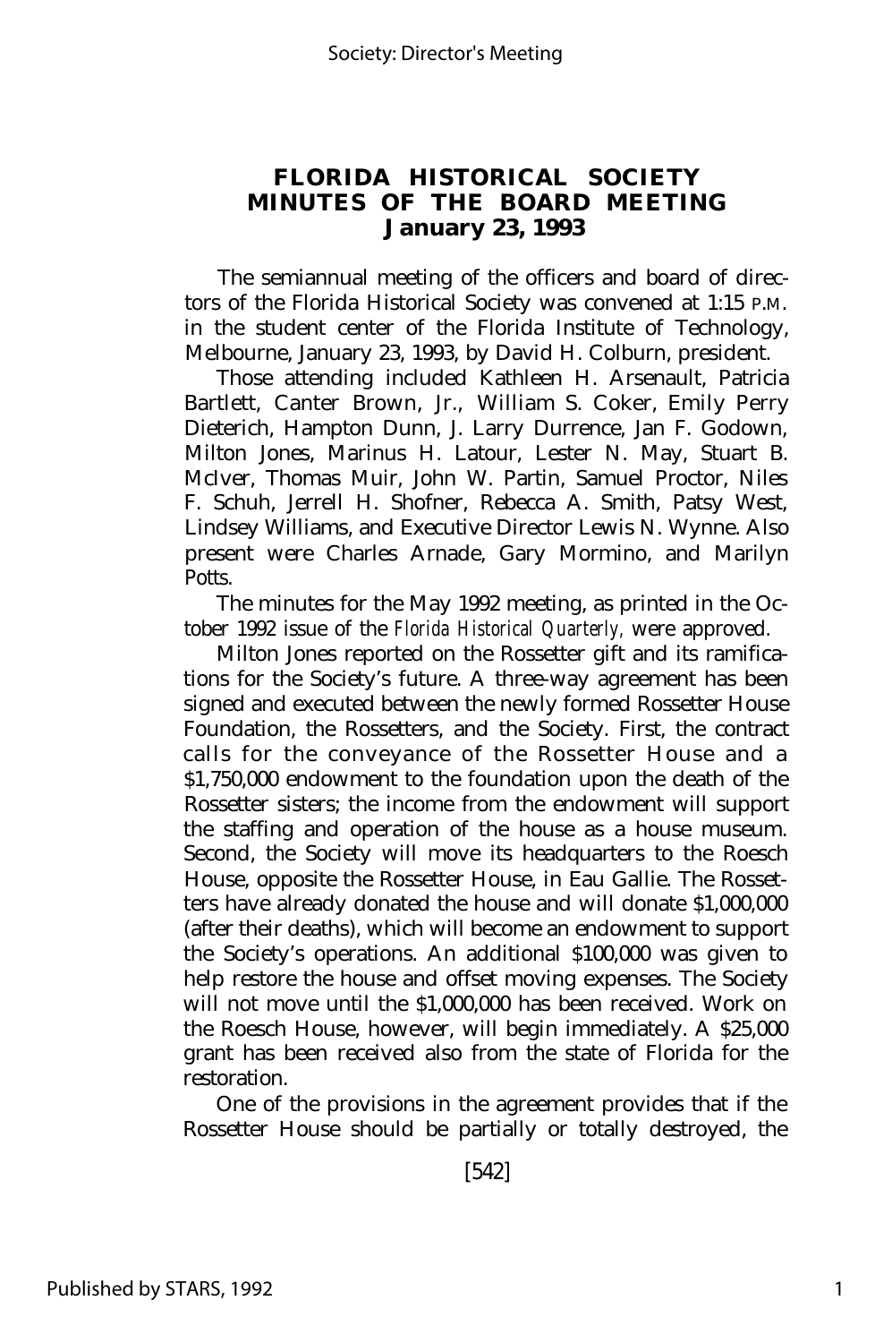# FLORIDA HISTORICAL SOCIETY
## MINUTES OF THE BOARD MEETING
### January 23, 1993

The semiannual meeting of the officers and board of directors of the Florida Historical Society was convened at 1:15 P.M. in the student center of the Florida Institute of Technology, Melbourne, January 23, 1993, by David H. Colburn, president.

Those attending included Kathleen H. Arsenault, Patricia Bartlett, Canter Brown, Jr., William S. Coker, Emily Perry Dieterich, Hampton Dunn, J. Larry Durrence, Jan F. Godown, Milton Jones, Marinus H. Latour, Lester N. May, Stuart B. McIver, Thomas Muir, John W. Partin, Samuel Proctor, Niles F. Schuh, Jerrell H. Shofner, Rebecca A. Smith, Patsy West, Lindsey Williams, and Executive Director Lewis N. Wynne. Also present were Charles Arnade, Gary Mormino, and Marilyn Potts.

The minutes for the May 1992 meeting, as printed in the October 1992 issue of the *Florida Historical Quarterly,* were approved.

Milton Jones reported on the Rossetter gift and its ramifications for the Society's future. A three-way agreement has been signed and executed between the newly formed Rossetter House Foundation, the Rossetters, and the Society. First, the contract calls for the conveyance of the Rossetter House and a $1,750,000 endowment to the foundation upon the death of the Rossetter sisters; the income from the endowment will support the staffing and operation of the house as a house museum. Second, the Society will move its headquarters to the Roesch House, opposite the Rossetter House, in Eau Gallie. The Rossetters have already donated the house and will donate $1,000,000 (after their deaths), which will become an endowment to support the Society's operations. An additional $100,000 was given to help restore the house and offset moving expenses. The Society will not move until the $1,000,000 has been received. Work on the Roesch House, however, will begin immediately. A $25,000 grant has been received also from the state of Florida for the restoration.

One of the provisions in the agreement provides that if the Rossetter House should be partially or totally destroyed, the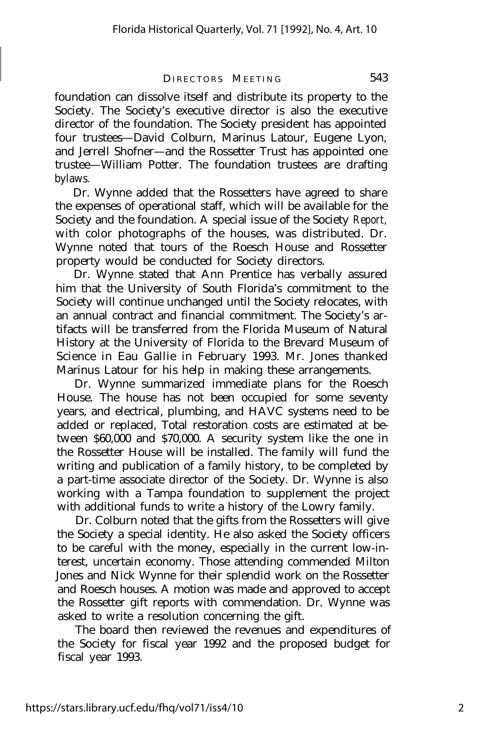foundation can dissolve itself and distribute its property to the Society. The Society's executive director is also the executive director of the foundation. The Society president has appointed four trustees—David Colburn, Marinus Latour, Eugene Lyon, and Jerrell Shofner—and the Rossetter Trust has appointed one trustee—William Potter. The foundation trustees are drafting bylaws.

Dr. Wynne added that the Rossetters have agreed to share the expenses of operational staff, which will be available for the Society and the foundation. A special issue of the Society *Report*, with color photographs of the houses, was distributed. Dr. Wynne noted that tours of the Roesch House and Rossetter property would be conducted for Society directors.

Dr. Wynne stated that Ann Prentice has verbally assured him that the University of South Florida's commitment to the Society will continue unchanged until the Society relocates, with an annual contract and financial commitment. The Society's artifacts will be transferred from the Florida Museum of Natural History at the University of Florida to the Brevard Museum of Science in Eau Gallie in February 1993. Mr. Jones thanked Marinus Latour for his help in making these arrangements.

Dr. Wynne summarized immediate plans for the Roesch House. The house has not been occupied for some seventy years, and electrical, plumbing, and HAVC systems need to be added or replaced, Total restoration costs are estimated at between $60,000 and $70,000. A security system like the one in the Rossetter House will be installed. The family will fund the writing and publication of a family history, to be completed by a part-time associate director of the Society. Dr. Wynne is also working with a Tampa foundation to supplement the project with additional funds to write a history of the Lowry family.

Dr. Colburn noted that the gifts from the Rossetters will give the Society a special identity. He also asked the Society officers to be careful with the money, especially in the current low-interest, uncertain economy. Those attending commended Milton Jones and Nick Wynne for their splendid work on the Rossetter and Roesch houses. A motion was made and approved to accept the Rossetter gift reports with commendation. Dr. Wynne was asked to write a resolution concerning the gift.

The board then reviewed the revenues and expenditures of the Society for fiscal year 1992 and the proposed budget for fiscal year 1993.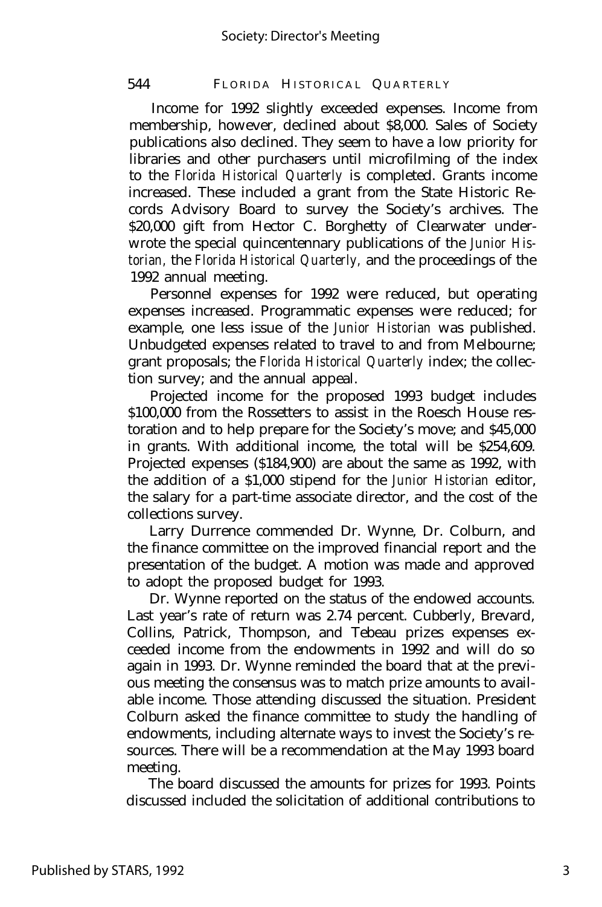Income for 1992 slightly exceeded expenses. Income from membership, however, declined about $8,000. Sales of Society publications also declined. They seem to have a low priority for libraries and other purchasers until microfilming of the index to the *Florida Historical Quarterly* is completed. Grants income increased. These included a grant from the State Historic Records Advisory Board to survey the Society's archives. The $20,000 gift from Hector C. Borghetty of Clearwater underwrote the special quincentennary publications of the *Junior Historian*, the *Florida Historical Quarterly*, and the proceedings of the 1992 annual meeting.

Personnel expenses for 1992 were reduced, but operating expenses increased. Programmatic expenses were reduced; for example, one less issue of the *Junior Historian* was published. Unbudgeted expenses related to travel to and from Melbourne; grant proposals; the *Florida Historical Quarterly* index; the collection survey; and the annual appeal.

Projected income for the proposed 1993 budget includes $100,000 from the Rossetters to assist in the Roesch House restoration and to help prepare for the Society's move; and $45,000 in grants. With additional income, the total will be $254,609. Projected expenses ($184,900) are about the same as 1992, with the addition of a $1,000 stipend for the *Junior Historian* editor, the salary for a part-time associate director, and the cost of the collections survey.

Larry Durrence commended Dr. Wynne, Dr. Colburn, and the finance committee on the improved financial report and the presentation of the budget. A motion was made and approved to adopt the proposed budget for 1993.

Dr. Wynne reported on the status of the endowed accounts. Last year's rate of return was 2.74 percent. Cubberly, Brevard, Collins, Patrick, Thompson, and Tebeau prizes expenses exceeded income from the endowments in 1992 and will do so again in 1993. Dr. Wynne reminded the board that at the previous meeting the consensus was to match prize amounts to available income. Those attending discussed the situation. President Colburn asked the finance committee to study the handling of endowments, including alternate ways to invest the Society's resources. There will be a recommendation at the May 1993 board meeting.

The board discussed the amounts for prizes for 1993. Points discussed included the solicitation of additional contributions to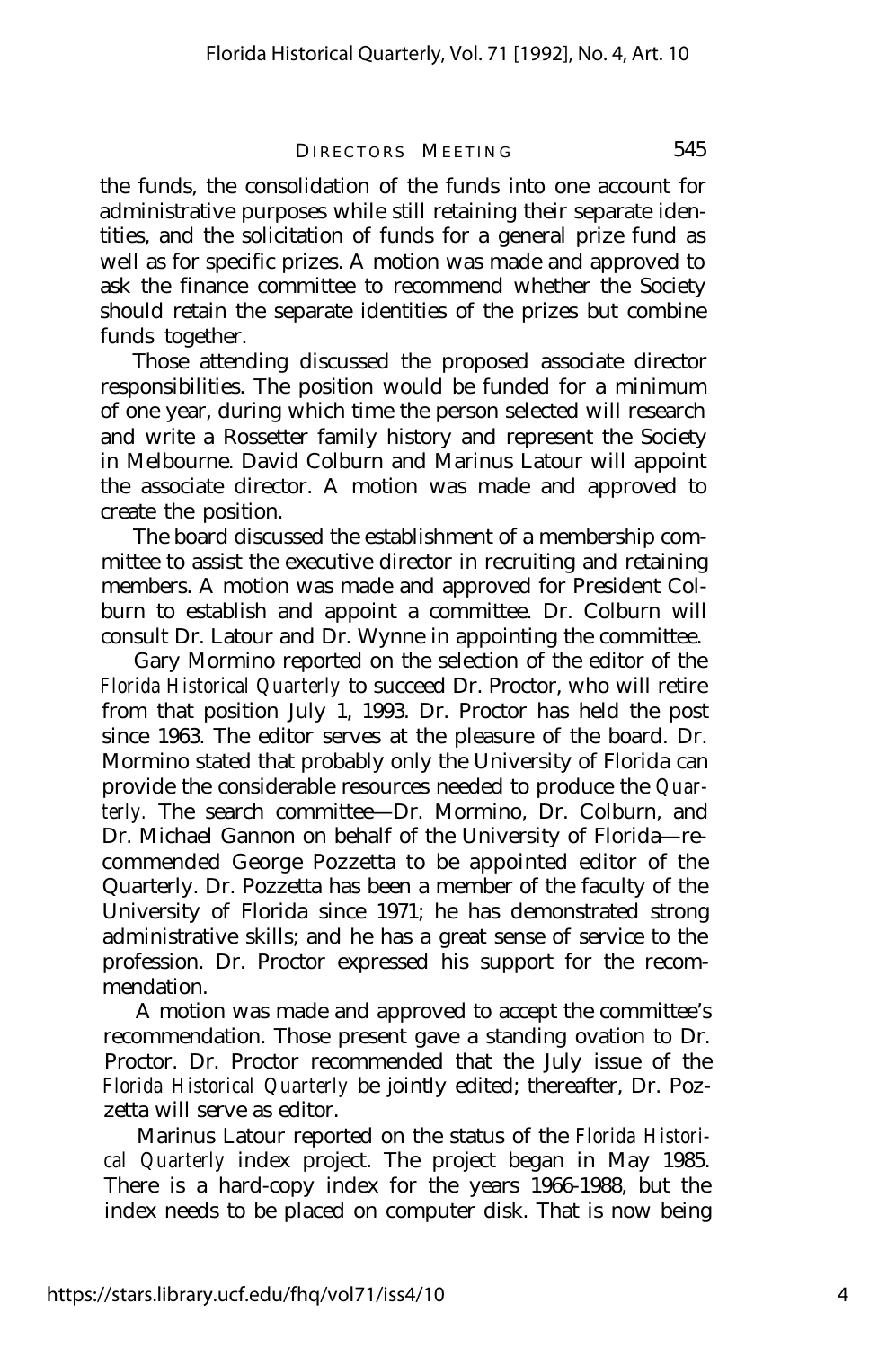the funds, the consolidation of the funds into one account for administrative purposes while still retaining their separate identities, and the solicitation of funds for a general prize fund as well as for specific prizes. A motion was made and approved to ask the finance committee to recommend whether the Society should retain the separate identities of the prizes but combine funds together.

Those attending discussed the proposed associate director responsibilities. The position would be funded for a minimum of one year, during which time the person selected will research and write a Rossetter family history and represent the Society in Melbourne. David Colburn and Marinus Latour will appoint the associate director. A motion was made and approved to create the position.

The board discussed the establishment of a membership committee to assist the executive director in recruiting and retaining members. A motion was made and approved for President Colburn to establish and appoint a committee. Dr. Colburn will consult Dr. Latour and Dr. Wynne in appointing the committee.

Gary Mormino reported on the selection of the editor of the *Florida Historical Quarterly* to succeed Dr. Proctor, who will retire from that position July 1, 1993. Dr. Proctor has held the post since 1963. The editor serves at the pleasure of the board. Dr. Mormino stated that probably only the University of Florida can provide the considerable resources needed to produce the *Quarterly*. The search committee—Dr. Mormino, Dr. Colburn, and Dr. Michael Gannon on behalf of the University of Florida—recommended George Pozzetta to be appointed editor of the Quarterly. Dr. Pozzetta has been a member of the faculty of the University of Florida since 1971; he has demonstrated strong administrative skills; and he has a great sense of service to the profession. Dr. Proctor expressed his support for the recommendation.

A motion was made and approved to accept the committee's recommendation. Those present gave a standing ovation to Dr. Proctor. Dr. Proctor recommended that the July issue of the *Florida Historical Quarterly* be jointly edited; thereafter, Dr. Pozzetta will serve as editor.

Marinus Latour reported on the status of the *Florida Historical Quarterly* index project. The project began in May 1985. There is a hard-copy index for the years 1966-1988, but the index needs to be placed on computer disk. That is now being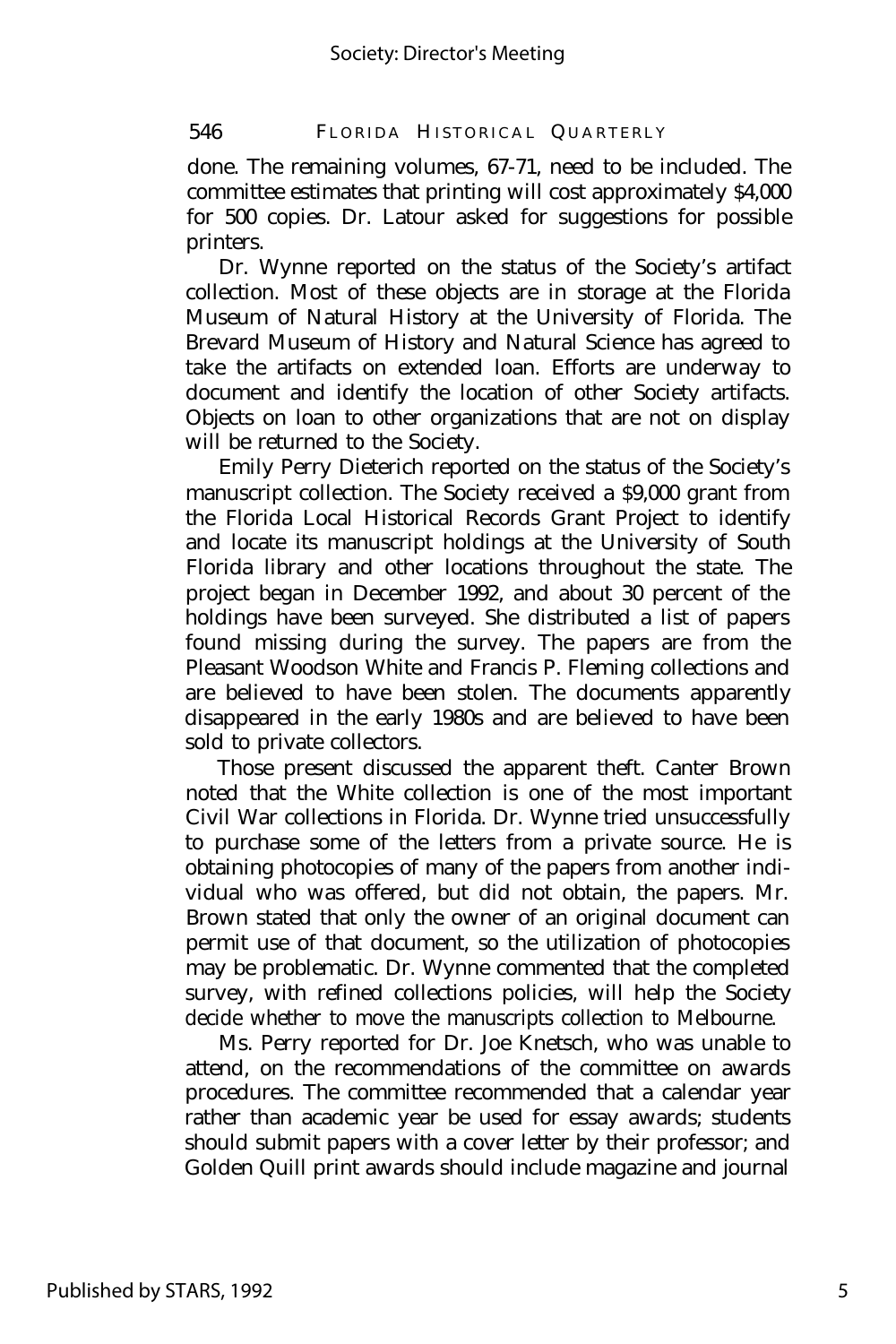done. The remaining volumes, 67-71, need to be included. The committee estimates that printing will cost approximately $4,000 for 500 copies. Dr. Latour asked for suggestions for possible printers.

Dr. Wynne reported on the status of the Society's artifact collection. Most of these objects are in storage at the Florida Museum of Natural History at the University of Florida. The Brevard Museum of History and Natural Science has agreed to take the artifacts on extended loan. Efforts are underway to document and identify the location of other Society artifacts. Objects on loan to other organizations that are not on display will be returned to the Society.

Emily Perry Dieterich reported on the status of the Society's manuscript collection. The Society received a $9,000 grant from the Florida Local Historical Records Grant Project to identify and locate its manuscript holdings at the University of South Florida library and other locations throughout the state. The project began in December 1992, and about 30 percent of the holdings have been surveyed. She distributed a list of papers found missing during the survey. The papers are from the Pleasant Woodson White and Francis P. Fleming collections and are believed to have been stolen. The documents apparently disappeared in the early 1980s and are believed to have been sold to private collectors.

Those present discussed the apparent theft. Canter Brown noted that the White collection is one of the most important Civil War collections in Florida. Dr. Wynne tried unsuccessfully to purchase some of the letters from a private source. He is obtaining photocopies of many of the papers from another individual who was offered, but did not obtain, the papers. Mr. Brown stated that only the owner of an original document can permit use of that document, so the utilization of photocopies may be problematic. Dr. Wynne commented that the completed survey, with refined collections policies, will help the Society decide whether to move the manuscripts collection to Melbourne.

Ms. Perry reported for Dr. Joe Knetsch, who was unable to attend, on the recommendations of the committee on awards procedures. The committee recommended that a calendar year rather than academic year be used for essay awards; students should submit papers with a cover letter by their professor; and Golden Quill print awards should include magazine and journal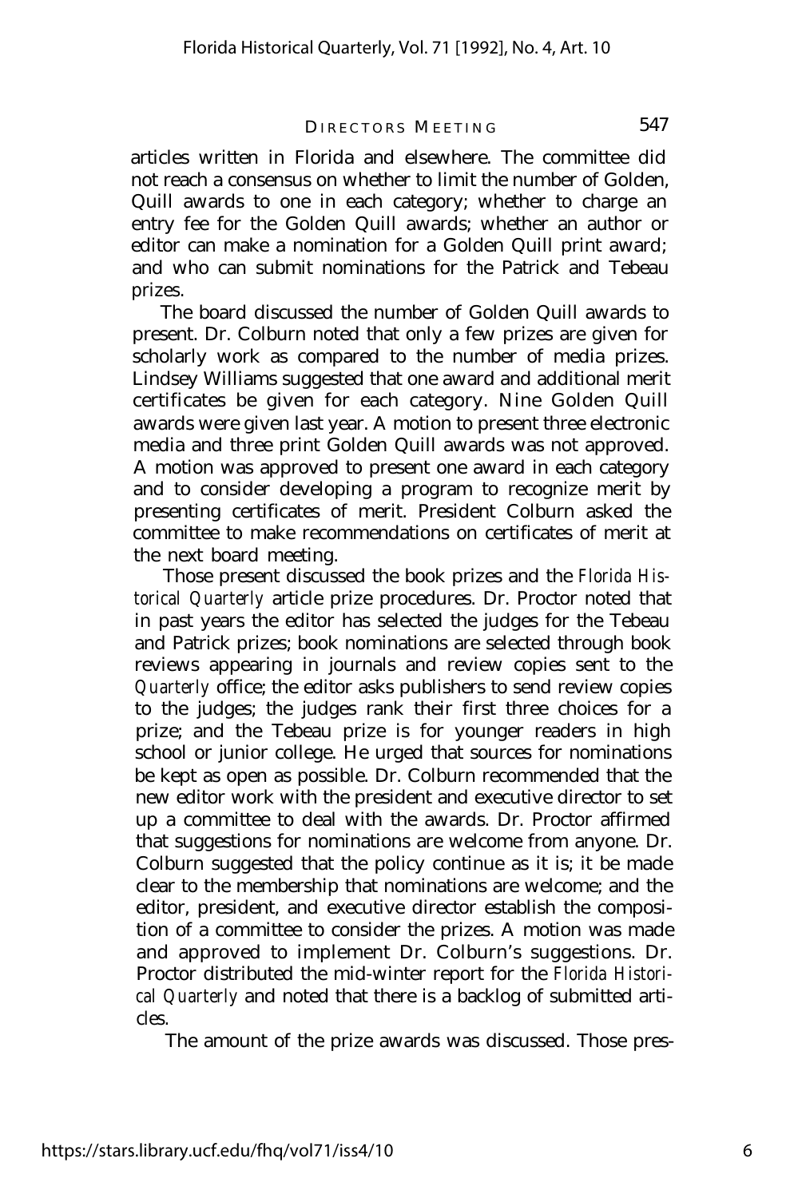articles written in Florida and elsewhere. The committee did not reach a consensus on whether to limit the number of Golden, Quill awards to one in each category; whether to charge an entry fee for the Golden Quill awards; whether an author or editor can make a nomination for a Golden Quill print award; and who can submit nominations for the Patrick and Tebeau prizes.

The board discussed the number of Golden Quill awards to present. Dr. Colburn noted that only a few prizes are given for scholarly work as compared to the number of media prizes. Lindsey Williams suggested that one award and additional merit certificates be given for each category. Nine Golden Quill awards were given last year. A motion to present three electronic media and three print Golden Quill awards was not approved. A motion was approved to present one award in each category and to consider developing a program to recognize merit by presenting certificates of merit. President Colburn asked the committee to make recommendations on certificates of merit at the next board meeting.

Those present discussed the book prizes and the *Florida Historical Quarterly* article prize procedures. Dr. Proctor noted that in past years the editor has selected the judges for the Tebeau and Patrick prizes; book nominations are selected through book reviews appearing in journals and review copies sent to the *Quarterly* office; the editor asks publishers to send review copies to the judges; the judges rank their first three choices for a prize; and the Tebeau prize is for younger readers in high school or junior college. He urged that sources for nominations be kept as open as possible. Dr. Colburn recommended that the new editor work with the president and executive director to set up a committee to deal with the awards. Dr. Proctor affirmed that suggestions for nominations are welcome from anyone. Dr. Colburn suggested that the policy continue as it is; it be made clear to the membership that nominations are welcome; and the editor, president, and executive director establish the composition of a committee to consider the prizes. A motion was made and approved to implement Dr. Colburn's suggestions. Dr. Proctor distributed the mid-winter report for the *Florida Historical Quarterly* and noted that there is a backlog of submitted articles.

The amount of the prize awards was discussed. Those pres-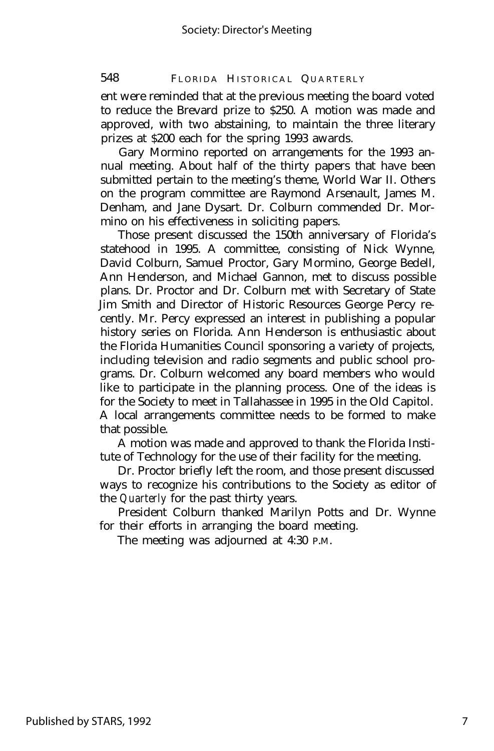ent were reminded that at the previous meeting the board voted to reduce the Brevard prize to $250. A motion was made and approved, with two abstaining, to maintain the three literary prizes at $200 each for the spring 1993 awards.

Gary Mormino reported on arrangements for the 1993 annual meeting. About half of the thirty papers that have been submitted pertain to the meeting's theme, World War II. Others on the program committee are Raymond Arsenault, James M. Denham, and Jane Dysart. Dr. Colburn commended Dr. Mormino on his effectiveness in soliciting papers.

Those present discussed the 150th anniversary of Florida's statehood in 1995. A committee, consisting of Nick Wynne, David Colburn, Samuel Proctor, Gary Mormino, George Bedell, Ann Henderson, and Michael Gannon, met to discuss possible plans. Dr. Proctor and Dr. Colburn met with Secretary of State Jim Smith and Director of Historic Resources George Percy recently. Mr. Percy expressed an interest in publishing a popular history series on Florida. Ann Henderson is enthusiastic about the Florida Humanities Council sponsoring a variety of projects, including television and radio segments and public school programs. Dr. Colburn welcomed any board members who would like to participate in the planning process. One of the ideas is for the Society to meet in Tallahassee in 1995 in the Old Capitol. A local arrangements committee needs to be formed to make that possible.

A motion was made and approved to thank the Florida Institute of Technology for the use of their facility for the meeting.

Dr. Proctor briefly left the room, and those present discussed ways to recognize his contributions to the Society as editor of the *Quarterly* for the past thirty years.

President Colburn thanked Marilyn Potts and Dr. Wynne for their efforts in arranging the board meeting.

The meeting was adjourned at 4:30 P.M.